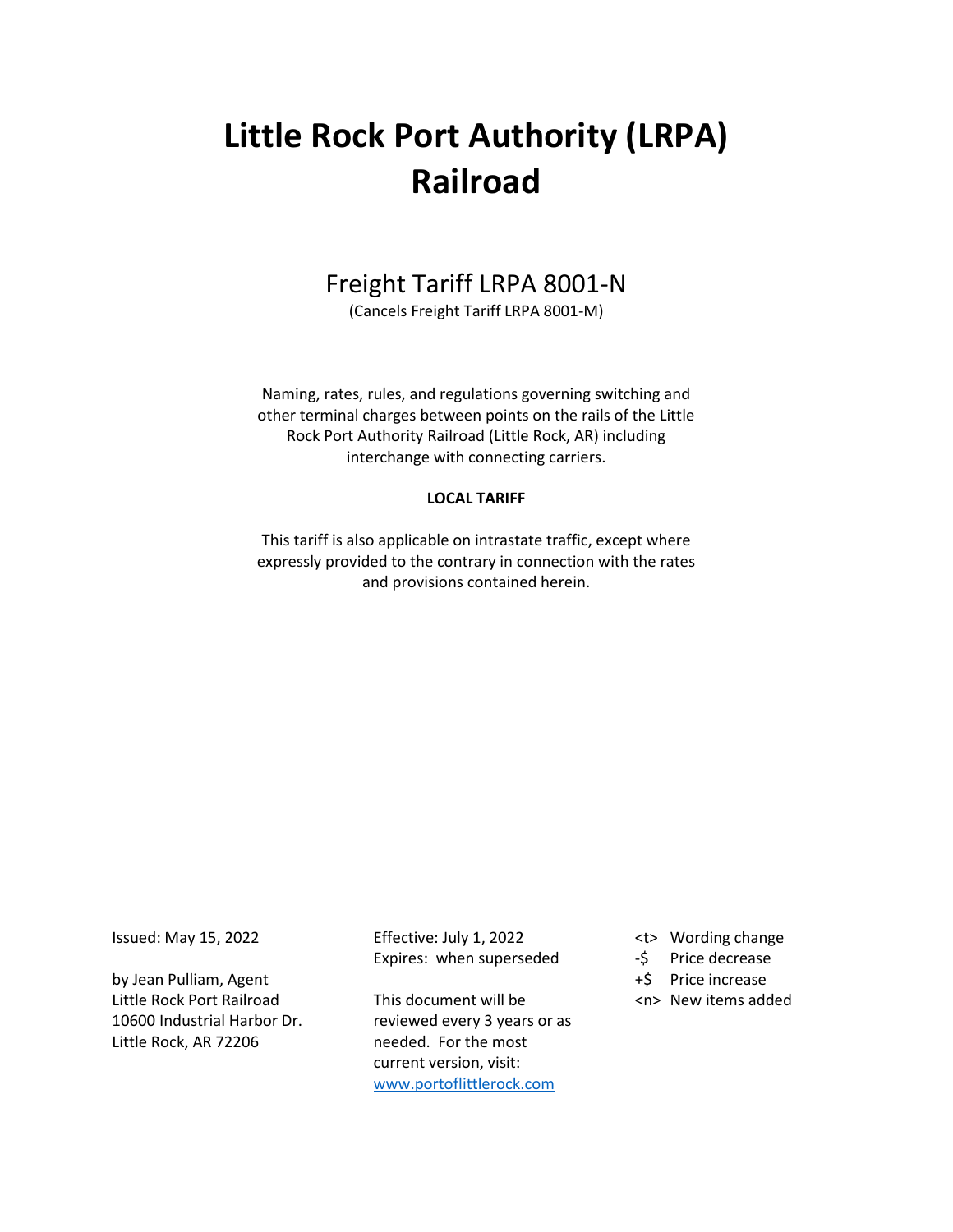# Little Rock Port Authority (LRPA) Railroad

## Freight Tariff LRPA 8001-N

(Cancels Freight Tariff LRPA 8001-M)

Naming, rates, rules, and regulations governing switching and other terminal charges between points on the rails of the Little Rock Port Authority Railroad (Little Rock, AR) including interchange with connecting carriers.

**LOCAL TARIFF**

This tariff is also applicable on intrastate traffic, except where expressly provided to the contrary in connection with the rates and provisions contained herein.

Issued: May 15, 2022

by Jean Pulliam, Agent
Little Rock Port Railroad
10600 Industrial Harbor Dr.
Little Rock, AR 72206

Effective: July 1, 2022
Expires: when superseded

This document will be reviewed every 3 years or as needed. For the most current version, visit: [www.portoflittlerock.com](http://www.portoflittlerock.com)

<t> Wording change
-$ Price decrease
+$ Price increase
<n> New items added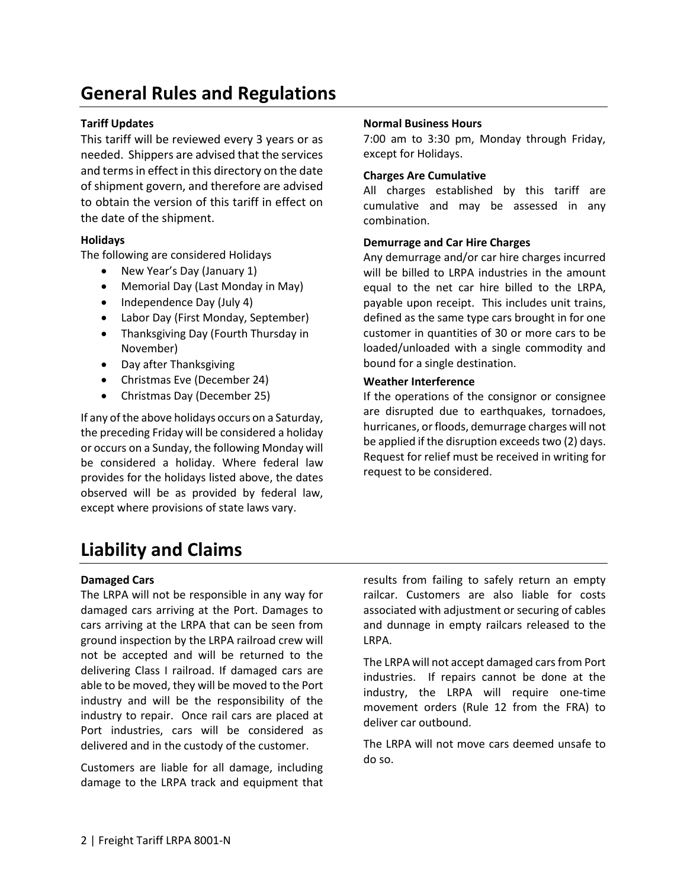# General Rules and Regulations

### Tariff Updates

This tariff will be reviewed every 3 years or as needed. Shippers are advised that the services and terms in effect in this directory on the date of shipment govern, and therefore are advised to obtain the version of this tariff in effect on the date of the shipment.

### Holidays

The following are considered Holidays

- New Year's Day (January 1)
- Memorial Day (Last Monday in May)
- Independence Day (July 4)
- Labor Day (First Monday, September)
- Thanksgiving Day (Fourth Thursday in November)
- Day after Thanksgiving
- Christmas Eve (December 24)
- Christmas Day (December 25)

If any of the above holidays occurs on a Saturday, the preceding Friday will be considered a holiday or occurs on a Sunday, the following Monday will be considered a holiday. Where federal law provides for the holidays listed above, the dates observed will be as provided by federal law, except where provisions of state laws vary.

### Normal Business Hours

7:00 am to 3:30 pm, Monday through Friday, except for Holidays.

### Charges Are Cumulative

All charges established by this tariff are cumulative and may be assessed in any combination.

### Demurrage and Car Hire Charges

Any demurrage and/or car hire charges incurred will be billed to LRPA industries in the amount equal to the net car hire billed to the LRPA, payable upon receipt. This includes unit trains, defined as the same type cars brought in for one customer in quantities of 30 or more cars to be loaded/unloaded with a single commodity and bound for a single destination.

### Weather Interference

If the operations of the consignor or consignee are disrupted due to earthquakes, tornadoes, hurricanes, or floods, demurrage charges will not be applied if the disruption exceeds two (2) days. Request for relief must be received in writing for request to be considered.

# Liability and Claims

### Damaged Cars

The LRPA will not be responsible in any way for damaged cars arriving at the Port. Damages to cars arriving at the LRPA that can be seen from ground inspection by the LRPA railroad crew will not be accepted and will be returned to the delivering Class I railroad. If damaged cars are able to be moved, they will be moved to the Port industry and will be the responsibility of the industry to repair. Once rail cars are placed at Port industries, cars will be considered as delivered and in the custody of the customer.

Customers are liable for all damage, including damage to the LRPA track and equipment that results from failing to safely return an empty railcar. Customers are also liable for costs associated with adjustment or securing of cables and dunnage in empty railcars released to the LRPA.

The LRPA will not accept damaged cars from Port industries. If repairs cannot be done at the industry, the LRPA will require one-time movement orders (Rule 12 from the FRA) to deliver car outbound.

The LRPA will not move cars deemed unsafe to do so.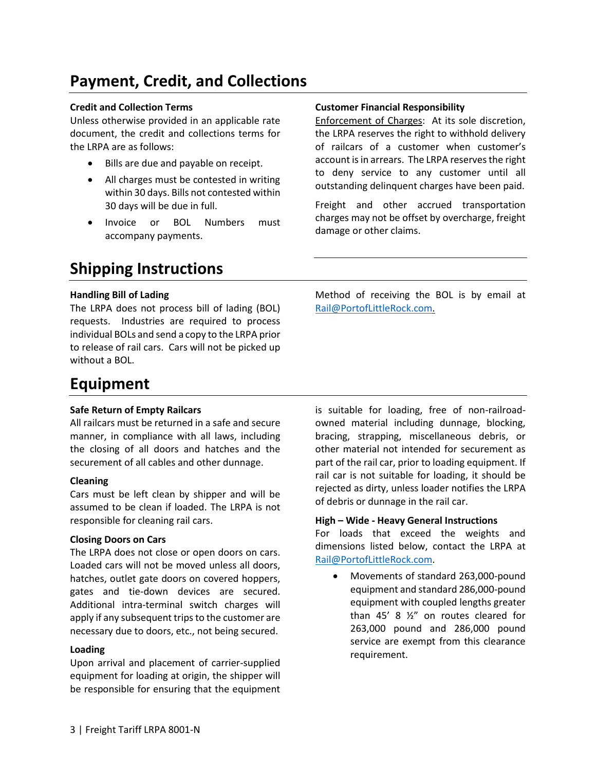# Payment, Credit, and Collections

### Credit and Collection Terms

Unless otherwise provided in an applicable rate document, the credit and collections terms for the LRPA are as follows:

- Bills are due and payable on receipt.
- All charges must be contested in writing within 30 days. Bills not contested within 30 days will be due in full.
- Invoice or BOL Numbers must accompany payments.

### Customer Financial Responsibility

Enforcement of Charges: At its sole discretion, the LRPA reserves the right to withhold delivery of railcars of a customer when customer's account is in arrears. The LRPA reserves the right to deny service to any customer until all outstanding delinquent charges have been paid.

Freight and other accrued transportation charges may not be offset by overcharge, freight damage or other claims.

# Shipping Instructions

### Handling Bill of Lading

The LRPA does not process bill of lading (BOL) requests. Industries are required to process individual BOLs and send a copy to the LRPA prior to release of rail cars. Cars will not be picked up without a BOL.

Method of receiving the BOL is by email at Rail@PortofLittleRock.com.

# Equipment

### Safe Return of Empty Railcars

All railcars must be returned in a safe and secure manner, in compliance with all laws, including the closing of all doors and hatches and the securement of all cables and other dunnage.

### Cleaning

Cars must be left clean by shipper and will be assumed to be clean if loaded. The LRPA is not responsible for cleaning rail cars.

### Closing Doors on Cars

The LRPA does not close or open doors on cars. Loaded cars will not be moved unless all doors, hatches, outlet gate doors on covered hoppers, gates and tie-down devices are secured. Additional intra-terminal switch charges will apply if any subsequent trips to the customer are necessary due to doors, etc., not being secured.

### Loading

Upon arrival and placement of carrier-supplied equipment for loading at origin, the shipper will be responsible for ensuring that the equipment is suitable for loading, free of non-railroad-owned material including dunnage, blocking, bracing, strapping, miscellaneous debris, or other material not intended for securement as part of the rail car, prior to loading equipment. If rail car is not suitable for loading, it should be rejected as dirty, unless loader notifies the LRPA of debris or dunnage in the rail car.

### High – Wide - Heavy General Instructions

For loads that exceed the weights and dimensions listed below, contact the LRPA at Rail@PortofLittleRock.com.

- Movements of standard 263,000-pound equipment and standard 286,000-pound equipment with coupled lengths greater than 45' 8 ½" on routes cleared for 263,000 pound and 286,000 pound service are exempt from this clearance requirement.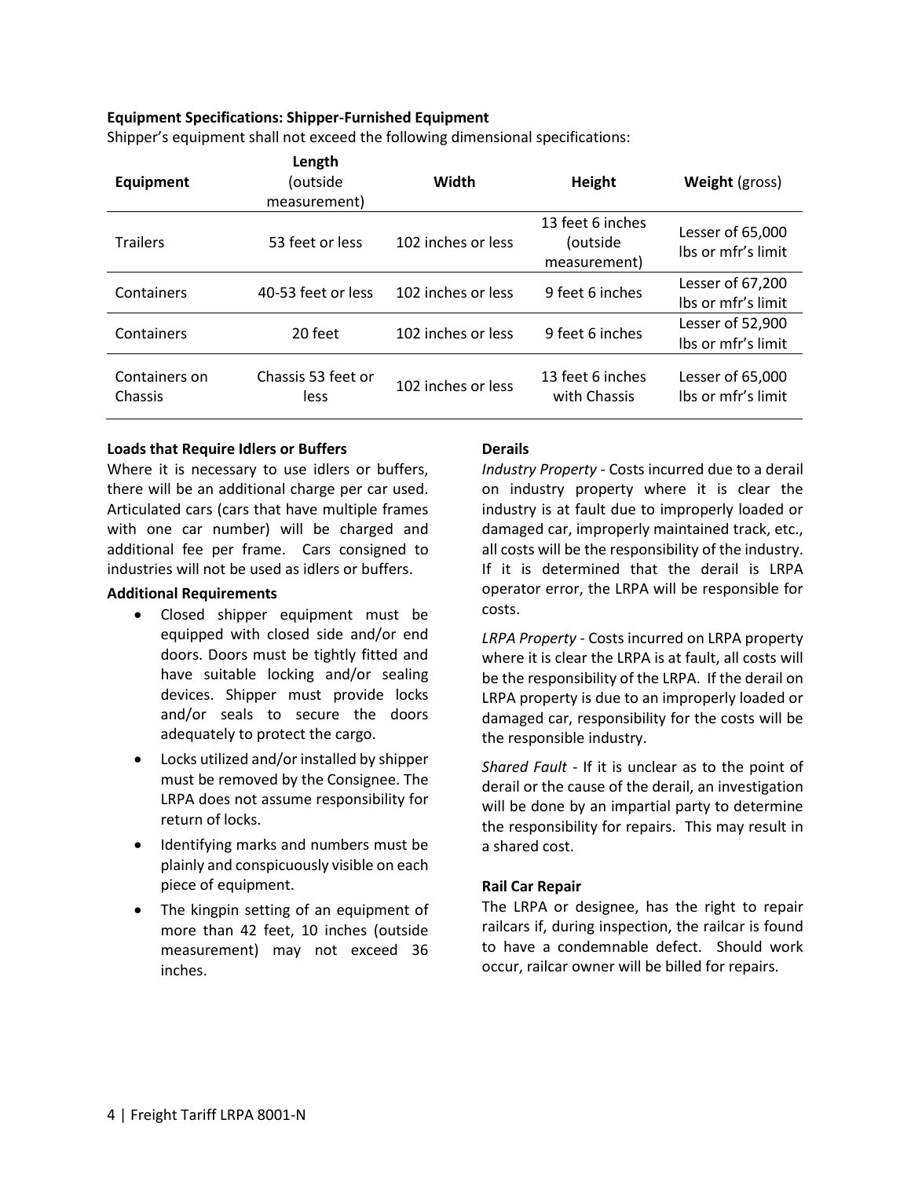**Equipment Specifications: Shipper-Furnished Equipment**

Shipper's equipment shall not exceed the following dimensional specifications:

| Equipment | Length (outside measurement) | Width | Height | Weight (gross) |
|---|---|---|---|---|
| Trailers | 53 feet or less | 102 inches or less | 13 feet 6 inches (outside measurement) | Lesser of 65,000 lbs or mfr's limit |
| Containers | 40-53 feet or less | 102 inches or less | 9 feet 6 inches | Lesser of 67,200 lbs or mfr's limit |
| Containers | 20 feet | 102 inches or less | 9 feet 6 inches | Lesser of 52,900 lbs or mfr's limit |
| Containers on Chassis | Chassis 53 feet or less | 102 inches or less | 13 feet 6 inches with Chassis | Lesser of 65,000 lbs or mfr's limit |

**Loads that Require Idlers or Buffers**

Where it is necessary to use idlers or buffers, there will be an additional charge per car used. Articulated cars (cars that have multiple frames with one car number) will be charged and additional fee per frame. Cars consigned to industries will not be used as idlers or buffers.

**Additional Requirements**

- Closed shipper equipment must be equipped with closed side and/or end doors. Doors must be tightly fitted and have suitable locking and/or sealing devices. Shipper must provide locks and/or seals to secure the doors adequately to protect the cargo.
- Locks utilized and/or installed by shipper must be removed by the Consignee. The LRPA does not assume responsibility for return of locks.
- Identifying marks and numbers must be plainly and conspicuously visible on each piece of equipment.
- The kingpin setting of an equipment of more than 42 feet, 10 inches (outside measurement) may not exceed 36 inches.

**Derails**

*Industry Property* - Costs incurred due to a derail on industry property where it is clear the industry is at fault due to improperly loaded or damaged car, improperly maintained track, etc., all costs will be the responsibility of the industry. If it is determined that the derail is LRPA operator error, the LRPA will be responsible for costs.

*LRPA Property* - Costs incurred on LRPA property where it is clear the LRPA is at fault, all costs will be the responsibility of the LRPA. If the derail on LRPA property is due to an improperly loaded or damaged car, responsibility for the costs will be the responsible industry.

*Shared Fault* - If it is unclear as to the point of derail or the cause of the derail, an investigation will be done by an impartial party to determine the responsibility for repairs. This may result in a shared cost.

**Rail Car Repair**

The LRPA or designee, has the right to repair railcars if, during inspection, the railcar is found to have a condemnable defect. Should work occur, railcar owner will be billed for repairs.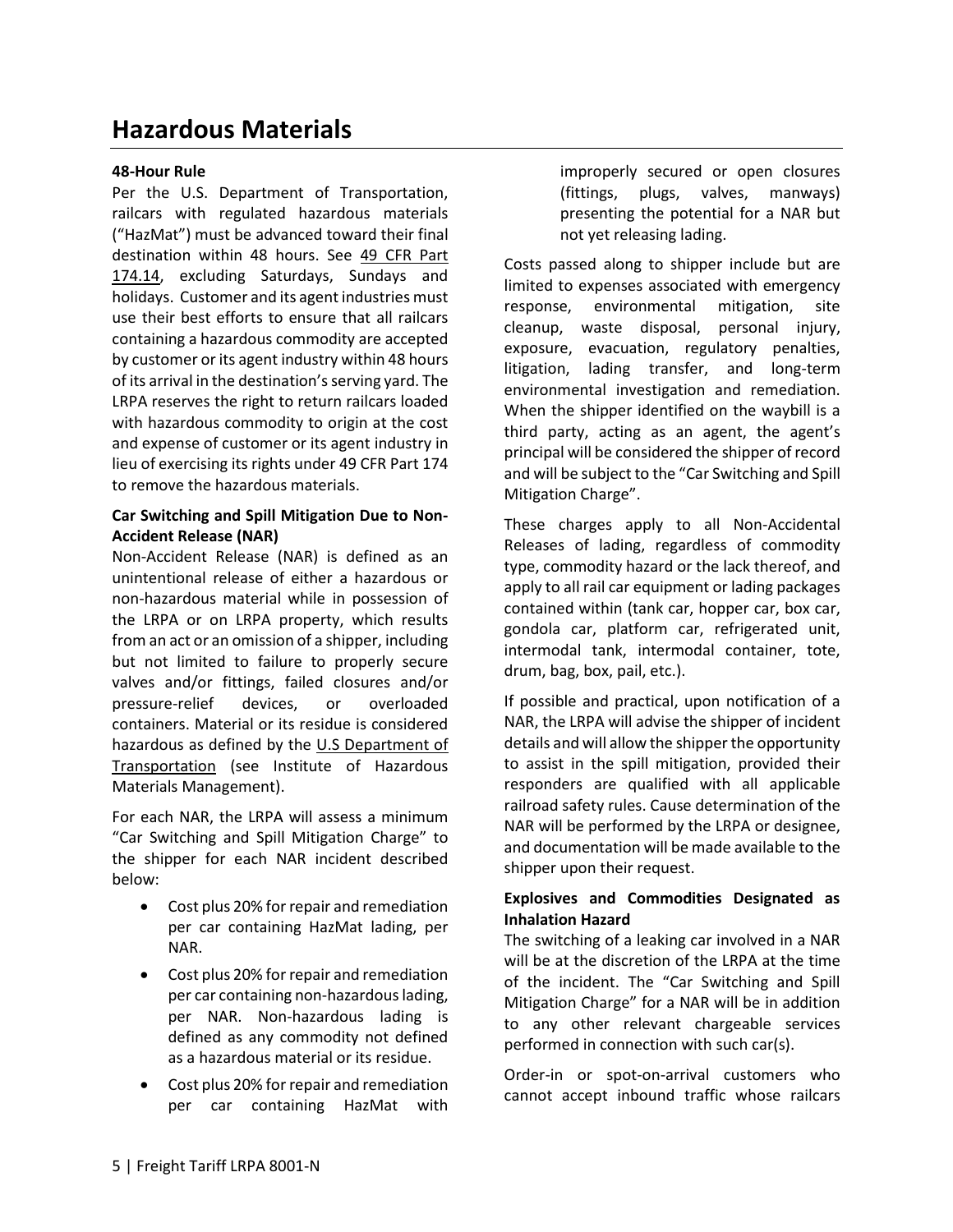# Hazardous Materials

**48-Hour Rule**

Per the U.S. Department of Transportation, railcars with regulated hazardous materials ("HazMat") must be advanced toward their final destination within 48 hours. See 49 CFR Part 174.14, excluding Saturdays, Sundays and holidays. Customer and its agent industries must use their best efforts to ensure that all railcars containing a hazardous commodity are accepted by customer or its agent industry within 48 hours of its arrival in the destination's serving yard. The LRPA reserves the right to return railcars loaded with hazardous commodity to origin at the cost and expense of customer or its agent industry in lieu of exercising its rights under 49 CFR Part 174 to remove the hazardous materials.

**Car Switching and Spill Mitigation Due to Non-Accident Release (NAR)**

Non-Accident Release (NAR) is defined as an unintentional release of either a hazardous or non-hazardous material while in possession of the LRPA or on LRPA property, which results from an act or an omission of a shipper, including but not limited to failure to properly secure valves and/or fittings, failed closures and/or pressure-relief devices, or overloaded containers. Material or its residue is considered hazardous as defined by the U.S Department of Transportation (see Institute of Hazardous Materials Management).

For each NAR, the LRPA will assess a minimum "Car Switching and Spill Mitigation Charge" to the shipper for each NAR incident described below:

- Cost plus 20% for repair and remediation per car containing HazMat lading, per NAR.
- Cost plus 20% for repair and remediation per car containing non-hazardous lading, per NAR. Non-hazardous lading is defined as any commodity not defined as a hazardous material or its residue.
- Cost plus 20% for repair and remediation per car containing HazMat with improperly secured or open closures (fittings, plugs, valves, manways) presenting the potential for a NAR but not yet releasing lading.

Costs passed along to shipper include but are limited to expenses associated with emergency response, environmental mitigation, site cleanup, waste disposal, personal injury, exposure, evacuation, regulatory penalties, litigation, lading transfer, and long-term environmental investigation and remediation. When the shipper identified on the waybill is a third party, acting as an agent, the agent's principal will be considered the shipper of record and will be subject to the "Car Switching and Spill Mitigation Charge".

These charges apply to all Non-Accidental Releases of lading, regardless of commodity type, commodity hazard or the lack thereof, and apply to all rail car equipment or lading packages contained within (tank car, hopper car, box car, gondola car, platform car, refrigerated unit, intermodal tank, intermodal container, tote, drum, bag, box, pail, etc.).

If possible and practical, upon notification of a NAR, the LRPA will advise the shipper of incident details and will allow the shipper the opportunity to assist in the spill mitigation, provided their responders are qualified with all applicable railroad safety rules. Cause determination of the NAR will be performed by the LRPA or designee, and documentation will be made available to the shipper upon their request.

**Explosives and Commodities Designated as Inhalation Hazard**

The switching of a leaking car involved in a NAR will be at the discretion of the LRPA at the time of the incident. The "Car Switching and Spill Mitigation Charge" for a NAR will be in addition to any other relevant chargeable services performed in connection with such car(s).

Order-in or spot-on-arrival customers who cannot accept inbound traffic whose railcars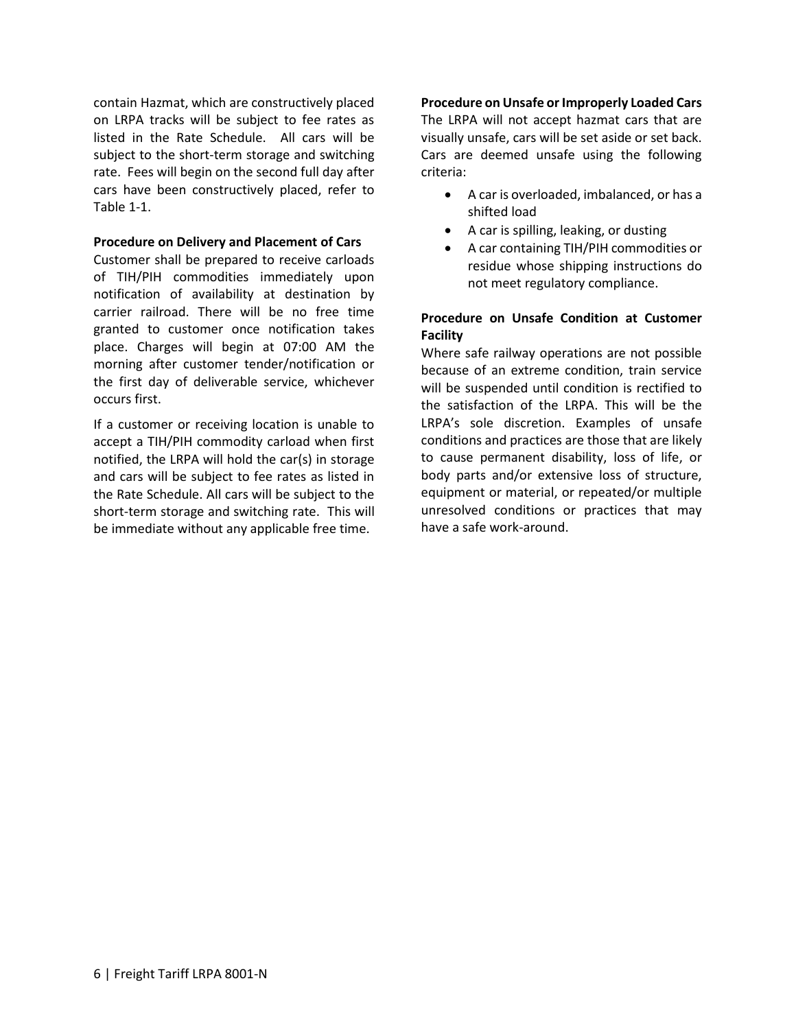contain Hazmat, which are constructively placed on LRPA tracks will be subject to fee rates as listed in the Rate Schedule. All cars will be subject to the short-term storage and switching rate. Fees will begin on the second full day after cars have been constructively placed, refer to Table 1-1.

**Procedure on Delivery and Placement of Cars**

Customer shall be prepared to receive carloads of TIH/PIH commodities immediately upon notification of availability at destination by carrier railroad. There will be no free time granted to customer once notification takes place. Charges will begin at 07:00 AM the morning after customer tender/notification or the first day of deliverable service, whichever occurs first.

If a customer or receiving location is unable to accept a TIH/PIH commodity carload when first notified, the LRPA will hold the car(s) in storage and cars will be subject to fee rates as listed in the Rate Schedule. All cars will be subject to the short-term storage and switching rate. This will be immediate without any applicable free time.

**Procedure on Unsafe or Improperly Loaded Cars**

The LRPA will not accept hazmat cars that are visually unsafe, cars will be set aside or set back. Cars are deemed unsafe using the following criteria:

- A car is overloaded, imbalanced, or has a shifted load
- A car is spilling, leaking, or dusting
- A car containing TIH/PIH commodities or residue whose shipping instructions do not meet regulatory compliance.

**Procedure on Unsafe Condition at Customer Facility**

Where safe railway operations are not possible because of an extreme condition, train service will be suspended until condition is rectified to the satisfaction of the LRPA. This will be the LRPA's sole discretion. Examples of unsafe conditions and practices are those that are likely to cause permanent disability, loss of life, or body parts and/or extensive loss of structure, equipment or material, or repeated/or multiple unresolved conditions or practices that may have a safe work-around.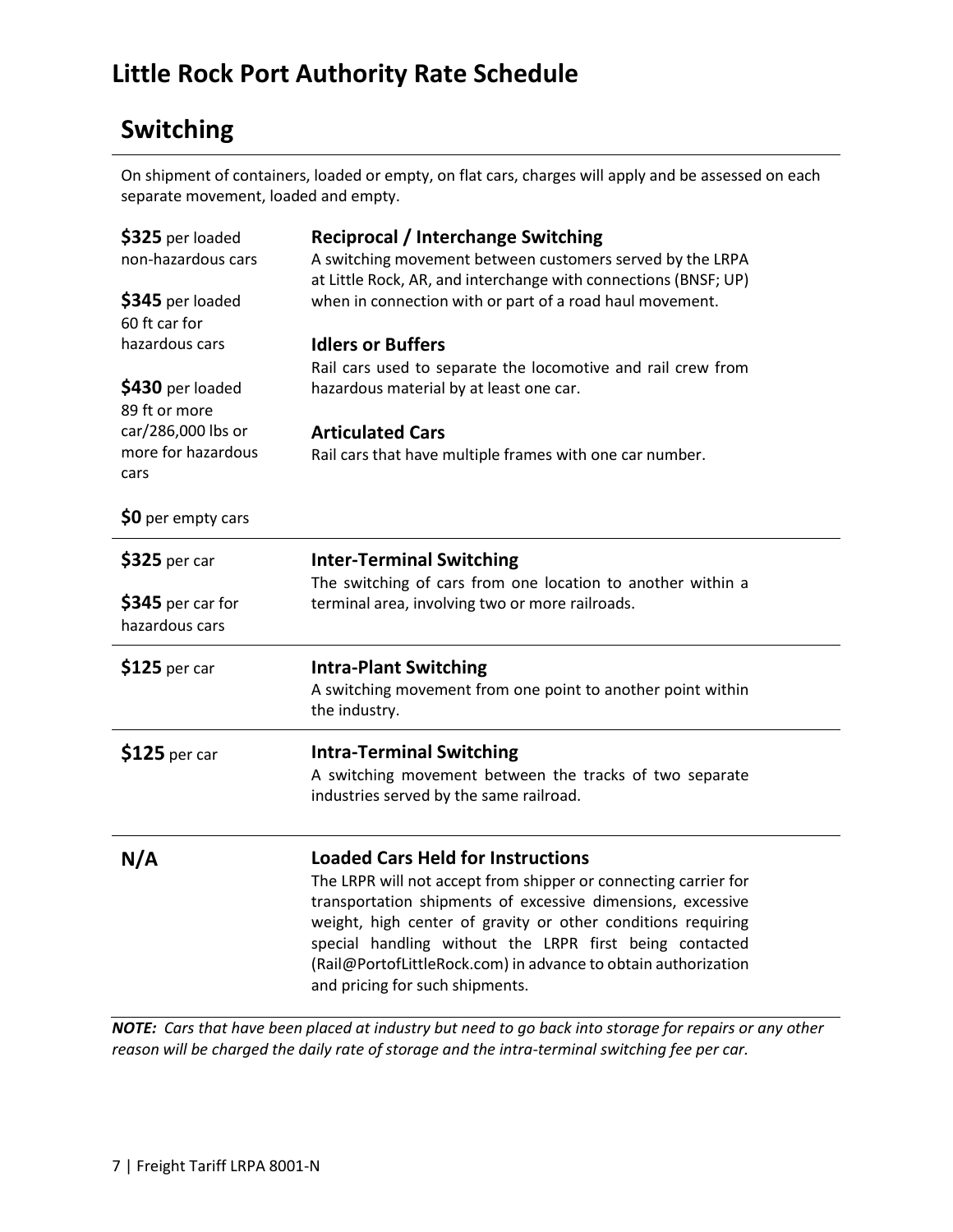# Little Rock Port Authority Rate Schedule

## Switching

On shipment of containers, loaded or empty, on flat cars, charges will apply and be assessed on each separate movement, loaded and empty.

| Rate | Description |
|---|---|
| **$325** per loaded non-hazardous cars<br><br>**$345** per loaded 60 ft car for hazardous cars<br><br>**$430** per loaded 89 ft or more car/286,000 lbs or more for hazardous cars<br><br>**$0** per empty cars | **Reciprocal / Interchange Switching**<br>A switching movement between customers served by the LRPA at Little Rock, AR, and interchange with connections (BNSF; UP) when in connection with or part of a road haul movement.<br><br>**Idlers or Buffers**<br>Rail cars used to separate the locomotive and rail crew from hazardous material by at least one car.<br><br>**Articulated Cars**<br>Rail cars that have multiple frames with one car number. |
| **$325** per car<br><br>**$345** per car for hazardous cars | **Inter-Terminal Switching**<br>The switching of cars from one location to another within a terminal area, involving two or more railroads. |
| **$125** per car | **Intra-Plant Switching**<br>A switching movement from one point to another point within the industry. |
| **$125** per car | **Intra-Terminal Switching**<br>A switching movement between the tracks of two separate industries served by the same railroad. |
| **N/A** | **Loaded Cars Held for Instructions**<br>The LRPR will not accept from shipper or connecting carrier for transportation shipments of excessive dimensions, excessive weight, high center of gravity or other conditions requiring special handling without the LRPR first being contacted (Rail@PortofLittleRock.com) in advance to obtain authorization and pricing for such shipments. |

***NOTE:*** *Cars that have been placed at industry but need to go back into storage for repairs or any other reason will be charged the daily rate of storage and the intra-terminal switching fee per car.*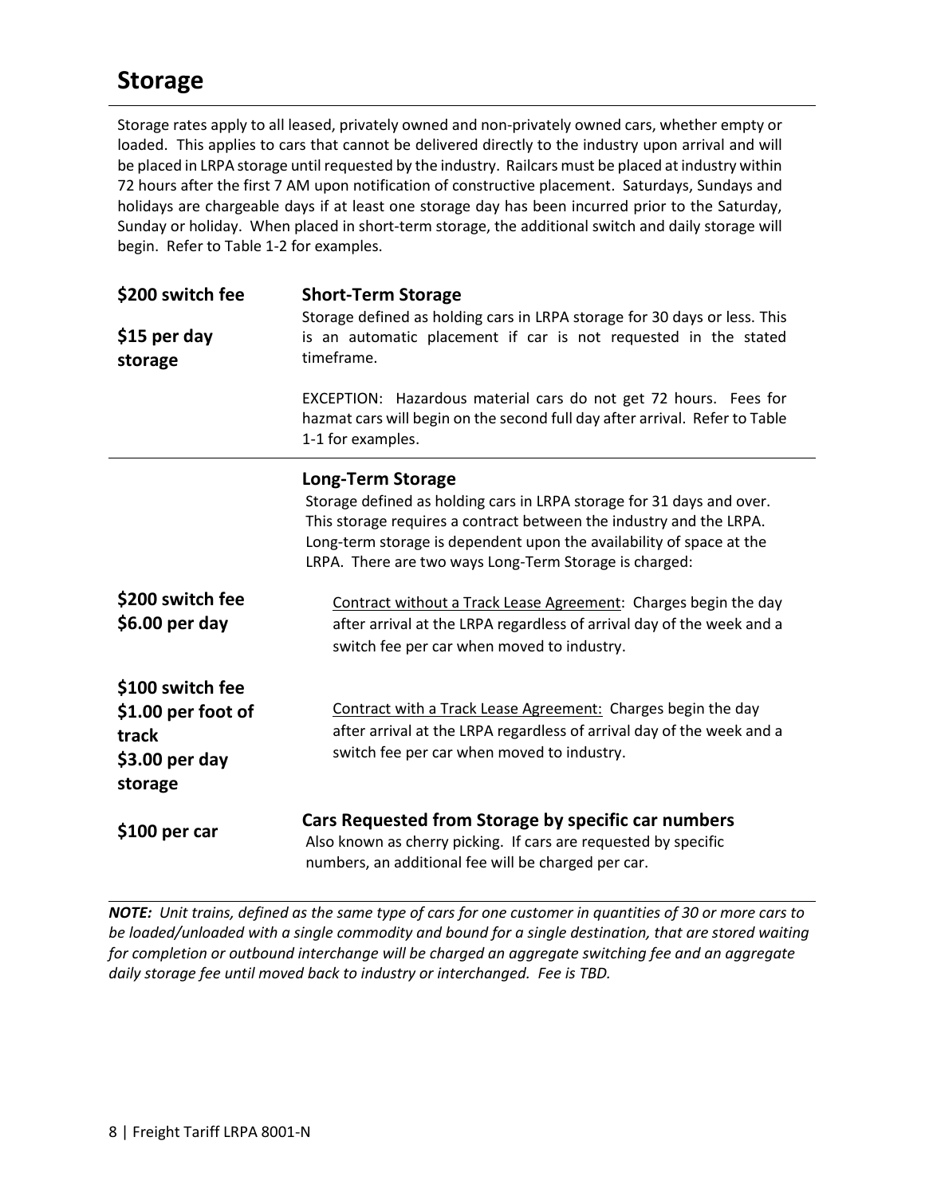## Storage

Storage rates apply to all leased, privately owned and non-privately owned cars, whether empty or loaded. This applies to cars that cannot be delivered directly to the industry upon arrival and will be placed in LRPA storage until requested by the industry. Railcars must be placed at industry within 72 hours after the first 7 AM upon notification of constructive placement. Saturdays, Sundays and holidays are chargeable days if at least one storage day has been incurred prior to the Saturday, Sunday or holiday. When placed in short-term storage, the additional switch and daily storage will begin. Refer to Table 1-2 for examples.

| Fee | Description |
|---|---|
| **$200 switch fee**<br><br>**$15 per day storage** | **Short-Term Storage**<br>Storage defined as holding cars in LRPA storage for 30 days or less. This is an automatic placement if car is not requested in the stated timeframe.<br><br>EXCEPTION: Hazardous material cars do not get 72 hours. Fees for hazmat cars will begin on the second full day after arrival. Refer to Table 1-1 for examples. |
| | **Long-Term Storage**<br>Storage defined as holding cars in LRPA storage for 31 days and over. This storage requires a contract between the industry and the LRPA. Long-term storage is dependent upon the availability of space at the LRPA. There are two ways Long-Term Storage is charged: |
| **$200 switch fee**<br>**$6.00 per day** | Contract without a Track Lease Agreement: Charges begin the day after arrival at the LRPA regardless of arrival day of the week and a switch fee per car when moved to industry. |
| **$100 switch fee**<br>**$1.00 per foot of track**<br>**$3.00 per day storage** | Contract with a Track Lease Agreement: Charges begin the day after arrival at the LRPA regardless of arrival day of the week and a switch fee per car when moved to industry. |
| **$100 per car** | **Cars Requested from Storage by specific car numbers**<br>Also known as cherry picking. If cars are requested by specific numbers, an additional fee will be charged per car. |

***NOTE:** Unit trains, defined as the same type of cars for one customer in quantities of 30 or more cars to be loaded/unloaded with a single commodity and bound for a single destination, that are stored waiting for completion or outbound interchange will be charged an aggregate switching fee and an aggregate daily storage fee until moved back to industry or interchanged. Fee is TBD.*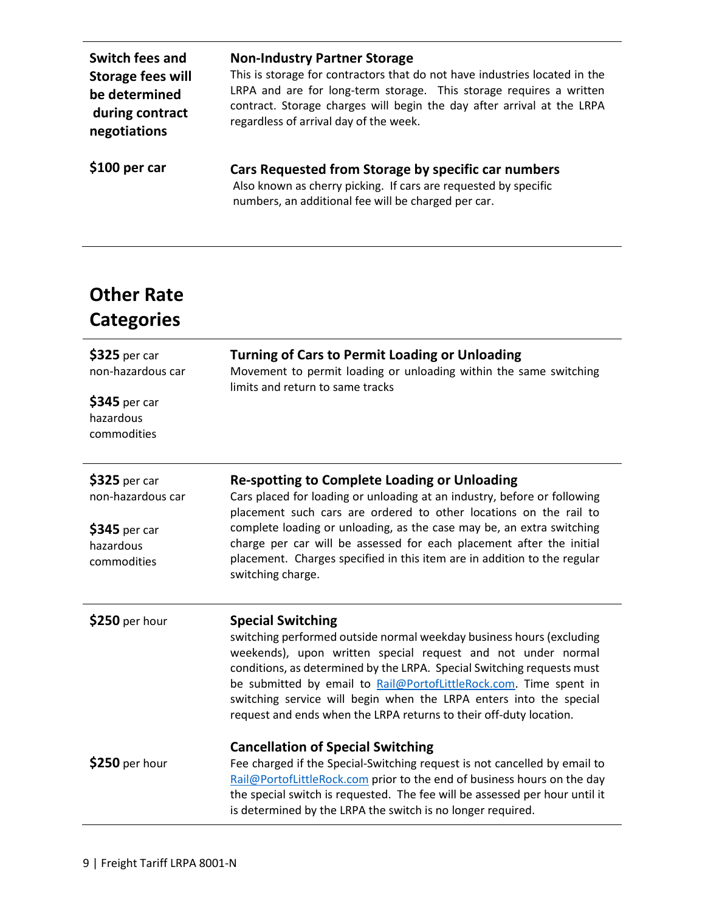| | |
|---|---|
| **Switch fees and Storage fees will be determined during contract negotiations** | **Non-Industry Partner Storage**<br>This is storage for contractors that do not have industries located in the LRPA and are for long-term storage. This storage requires a written contract. Storage charges will begin the day after arrival at the LRPA regardless of arrival day of the week. |
| **$100 per car** | **Cars Requested from Storage by specific car numbers**<br>Also known as cherry picking. If cars are requested by specific numbers, an additional fee will be charged per car. |

## Other Rate Categories

| | |
|---|---|
| **$325** per car non-hazardous car<br><br>**$345** per car hazardous commodities | **Turning of Cars to Permit Loading or Unloading**<br>Movement to permit loading or unloading within the same switching limits and return to same tracks |
| **$325** per car non-hazardous car<br><br>**$345** per car hazardous commodities | **Re-spotting to Complete Loading or Unloading**<br>Cars placed for loading or unloading at an industry, before or following placement such cars are ordered to other locations on the rail to complete loading or unloading, as the case may be, an extra switching charge per car will be assessed for each placement after the initial placement. Charges specified in this item are in addition to the regular switching charge. |
| **$250** per hour | **Special Switching**<br>switching performed outside normal weekday business hours (excluding weekends), upon written special request and not under normal conditions, as determined by the LRPA. Special Switching requests must be submitted by email to Rail@PortofLittleRock.com. Time spent in switching service will begin when the LRPA enters into the special request and ends when the LRPA returns to their off-duty location. |
| **$250** per hour | **Cancellation of Special Switching**<br>Fee charged if the Special-Switching request is not cancelled by email to Rail@PortofLittleRock.com prior to the end of business hours on the day the special switch is requested. The fee will be assessed per hour until it is determined by the LRPA the switch is no longer required. |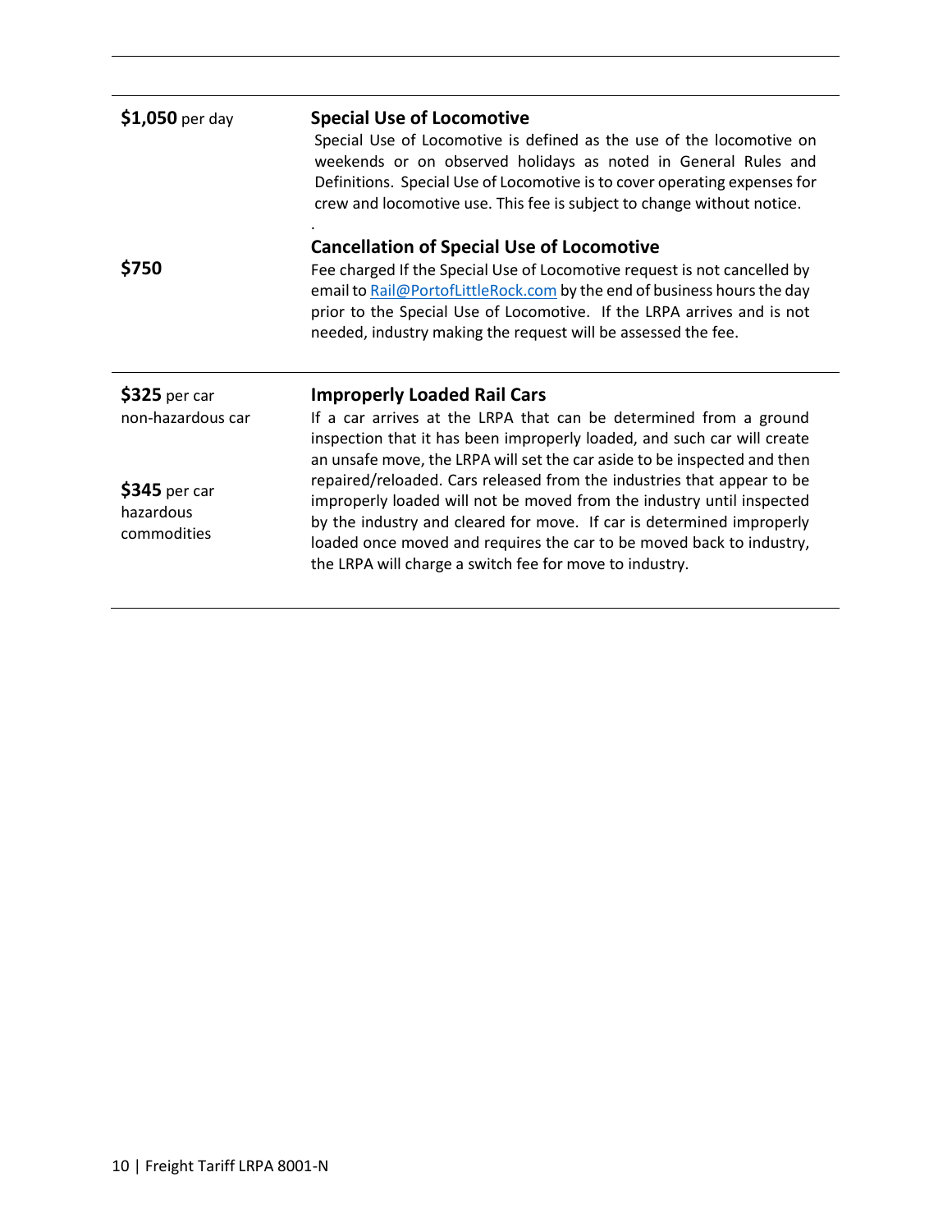| | |
|---|---|
| **$1,050** per day | **Special Use of Locomotive**<br>Special Use of Locomotive is defined as the use of the locomotive on weekends or on observed holidays as noted in General Rules and Definitions. Special Use of Locomotive is to cover operating expenses for crew and locomotive use. This fee is subject to change without notice.<br>. |
| **$750** | **Cancellation of Special Use of Locomotive**<br>Fee charged If the Special Use of Locomotive request is not cancelled by email to Rail@PortofLittleRock.com by the end of business hours the day prior to the Special Use of Locomotive. If the LRPA arrives and is not needed, industry making the request will be assessed the fee. |
| **$325** per car non-hazardous car<br><br>**$345** per car hazardous commodities | **Improperly Loaded Rail Cars**<br>If a car arrives at the LRPA that can be determined from a ground inspection that it has been improperly loaded, and such car will create an unsafe move, the LRPA will set the car aside to be inspected and then repaired/reloaded. Cars released from the industries that appear to be improperly loaded will not be moved from the industry until inspected by the industry and cleared for move. If car is determined improperly loaded once moved and requires the car to be moved back to industry, the LRPA will charge a switch fee for move to industry. |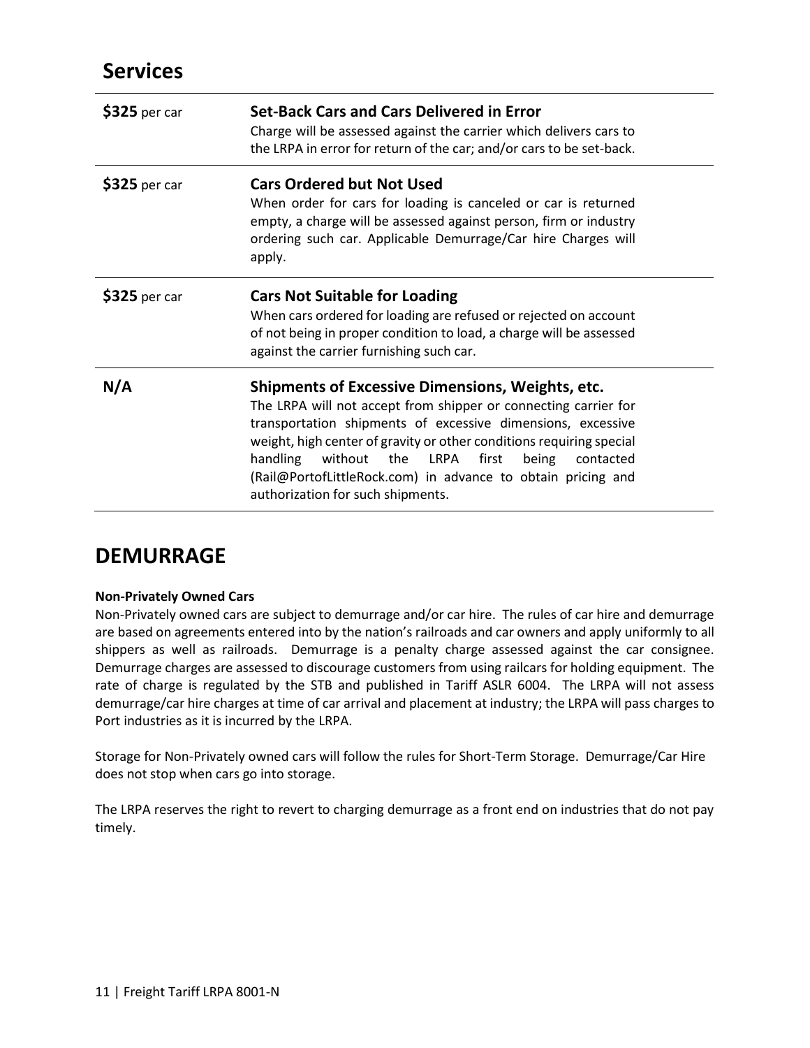## Services

| Charge | Service |
|---|---|
| **$325** per car | **Set-Back Cars and Cars Delivered in Error**<br>Charge will be assessed against the carrier which delivers cars to the LRPA in error for return of the car; and/or cars to be set-back. |
| **$325** per car | **Cars Ordered but Not Used**<br>When order for cars for loading is canceled or car is returned empty, a charge will be assessed against person, firm or industry ordering such car. Applicable Demurrage/Car hire Charges will apply. |
| **$325** per car | **Cars Not Suitable for Loading**<br>When cars ordered for loading are refused or rejected on account of not being in proper condition to load, a charge will be assessed against the carrier furnishing such car. |
| **N/A** | **Shipments of Excessive Dimensions, Weights, etc.**<br>The LRPA will not accept from shipper or connecting carrier for transportation shipments of excessive dimensions, excessive weight, high center of gravity or other conditions requiring special handling without the LRPA first being contacted (Rail@PortofLittleRock.com) in advance to obtain pricing and authorization for such shipments. |

## DEMURRAGE

**Non-Privately Owned Cars**

Non-Privately owned cars are subject to demurrage and/or car hire. The rules of car hire and demurrage are based on agreements entered into by the nation's railroads and car owners and apply uniformly to all shippers as well as railroads. Demurrage is a penalty charge assessed against the car consignee. Demurrage charges are assessed to discourage customers from using railcars for holding equipment. The rate of charge is regulated by the STB and published in Tariff ASLR 6004. The LRPA will not assess demurrage/car hire charges at time of car arrival and placement at industry; the LRPA will pass charges to Port industries as it is incurred by the LRPA.

Storage for Non-Privately owned cars will follow the rules for Short-Term Storage. Demurrage/Car Hire does not stop when cars go into storage.

The LRPA reserves the right to revert to charging demurrage as a front end on industries that do not pay timely.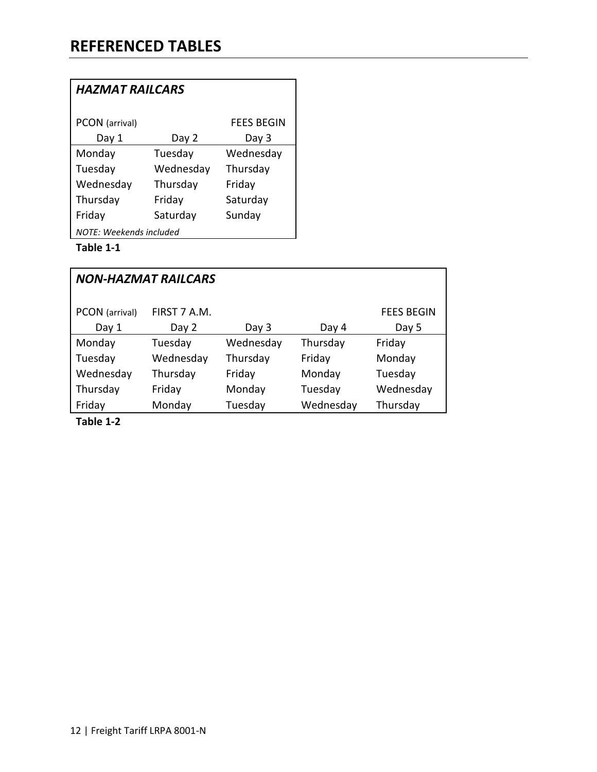# REFERENCED TABLES

| ***HAZMAT RAILCARS*** | | |
|---|---|---|
| PCON (arrival) | | FEES BEGIN |
| Day 1 | Day 2 | Day 3 |
| Monday | Tuesday | Wednesday |
| Tuesday | Wednesday | Thursday |
| Wednesday | Thursday | Friday |
| Thursday | Friday | Saturday |
| Friday | Saturday | Sunday |
| *NOTE: Weekends included* | | |

**Table 1-1**

| ***NON-HAZMAT RAILCARS*** | | | | |
|---|---|---|---|---|
| PCON (arrival) | FIRST 7 A.M. | | | FEES BEGIN |
| Day 1 | Day 2 | Day 3 | Day 4 | Day 5 |
| Monday | Tuesday | Wednesday | Thursday | Friday |
| Tuesday | Wednesday | Thursday | Friday | Monday |
| Wednesday | Thursday | Friday | Monday | Tuesday |
| Thursday | Friday | Monday | Tuesday | Wednesday |
| Friday | Monday | Tuesday | Wednesday | Thursday |

**Table 1-2**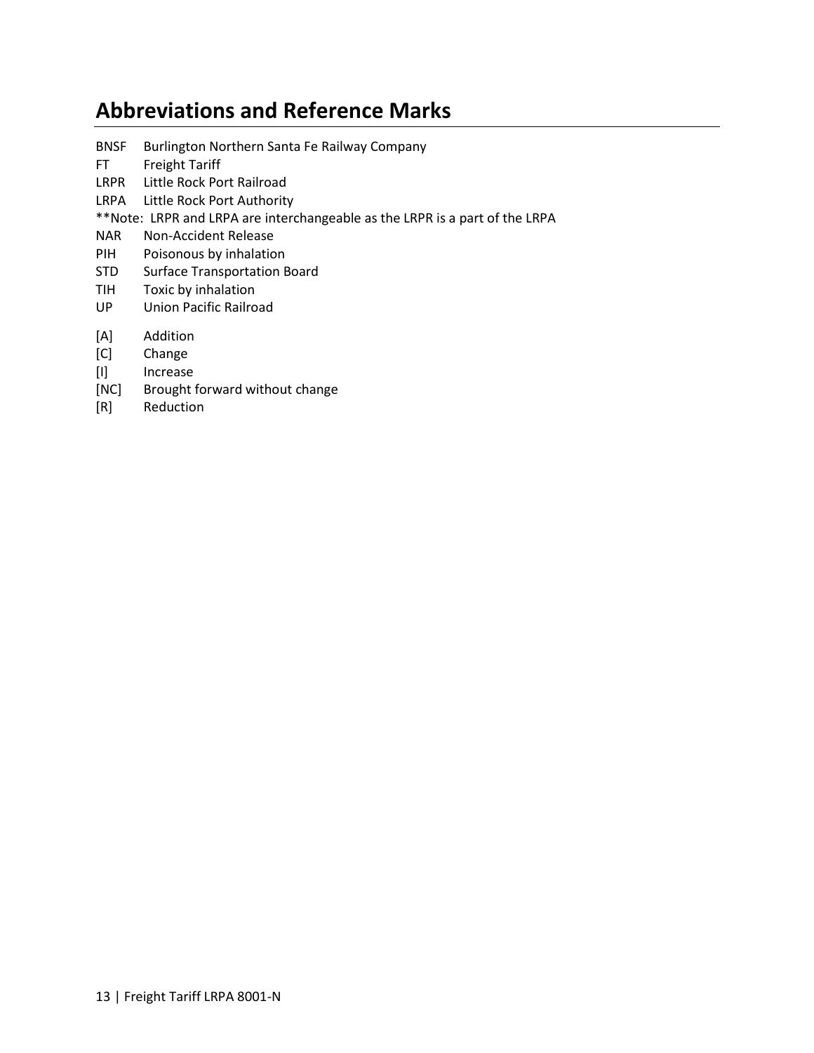# Abbreviations and Reference Marks

| | |
|---|---|
| BNSF | Burlington Northern Santa Fe Railway Company |
| FT | Freight Tariff |
| LRPR | Little Rock Port Railroad |
| LRPA | Little Rock Port Authority |

**Note: LRPR and LRPA are interchangeable as the LRPR is a part of the LRPA

| | |
|---|---|
| NAR | Non-Accident Release |
| PIH | Poisonous by inhalation |
| STD | Surface Transportation Board |
| TIH | Toxic by inhalation |
| UP | Union Pacific Railroad |

| | |
|---|---|
| [A] | Addition |
| [C] | Change |
| [I] | Increase |
| [NC] | Brought forward without change |
| [R] | Reduction |